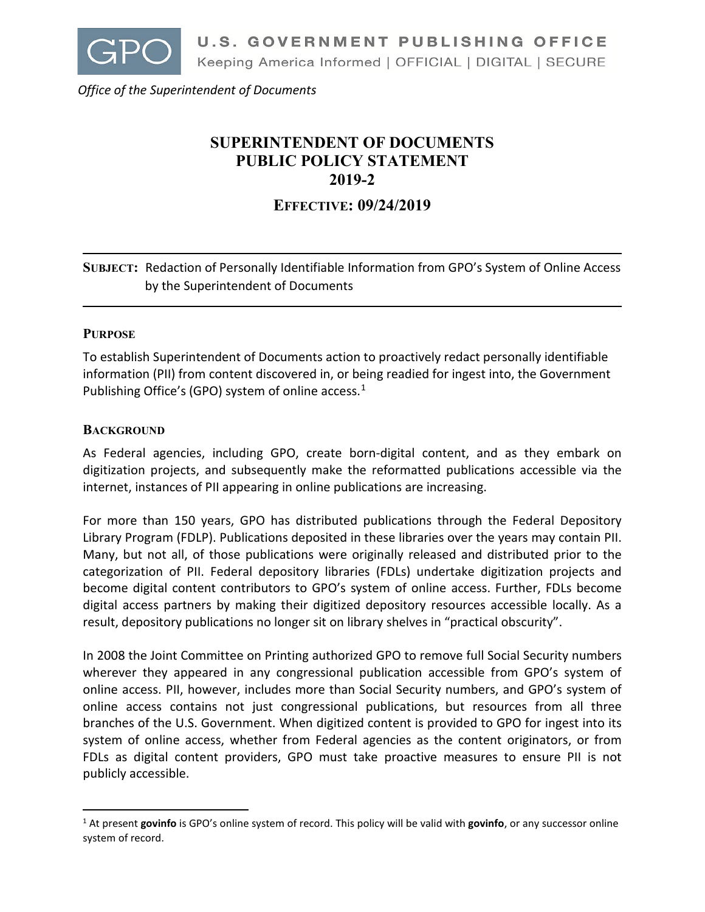U.S. GOVERNMENT PUBLISHING OFFICE
Keeping America Informed | OFFICIAL | DIGITAL | SECURE

*Office of the Superintendent of Documents*

# SUPERINTENDENT OF DOCUMENTS PUBLIC POLICY STATEMENT 2019-2

## EFFECTIVE: 09/24/2019

---

**SUBJECT:** Redaction of Personally Identifiable Information from GPO's System of Online Access by the Superintendent of Documents

---

### PURPOSE

To establish Superintendent of Documents action to proactively redact personally identifiable information (PII) from content discovered in, or being readied for ingest into, the Government Publishing Office's (GPO) system of online access.[1]

### BACKGROUND

As Federal agencies, including GPO, create born-digital content, and as they embark on digitization projects, and subsequently make the reformatted publications accessible via the internet, instances of PII appearing in online publications are increasing.

For more than 150 years, GPO has distributed publications through the Federal Depository Library Program (FDLP). Publications deposited in these libraries over the years may contain PII. Many, but not all, of those publications were originally released and distributed prior to the categorization of PII. Federal depository libraries (FDLs) undertake digitization projects and become digital content contributors to GPO's system of online access. Further, FDLs become digital access partners by making their digitized depository resources accessible locally. As a result, depository publications no longer sit on library shelves in "practical obscurity".

In 2008 the Joint Committee on Printing authorized GPO to remove full Social Security numbers wherever they appeared in any congressional publication accessible from GPO's system of online access. PII, however, includes more than Social Security numbers, and GPO's system of online access contains not just congressional publications, but resources from all three branches of the U.S. Government. When digitized content is provided to GPO for ingest into its system of online access, whether from Federal agencies as the content originators, or from FDLs as digital content providers, GPO must take proactive measures to ensure PII is not publicly accessible.

---

[1] At present **govinfo** is GPO's online system of record. This policy will be valid with **govinfo**, or any successor online system of record.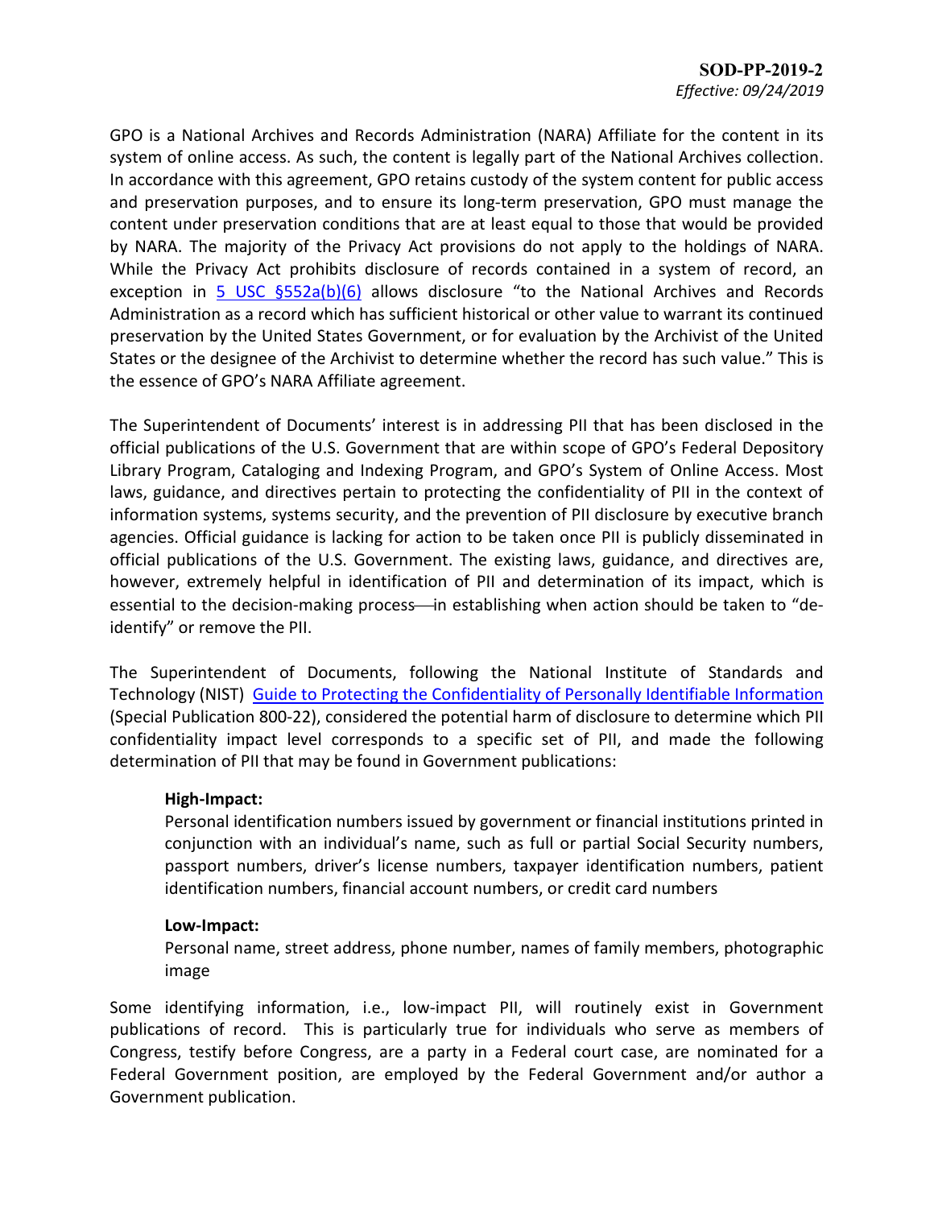GPO is a National Archives and Records Administration (NARA) Affiliate for the content in its system of online access. As such, the content is legally part of the National Archives collection. In accordance with this agreement, GPO retains custody of the system content for public access and preservation purposes, and to ensure its long-term preservation, GPO must manage the content under preservation conditions that are at least equal to those that would be provided by NARA. The majority of the Privacy Act provisions do not apply to the holdings of NARA. While the Privacy Act prohibits disclosure of records contained in a system of record, an exception in [5 USC §552a(b)(6)] allows disclosure "to the National Archives and Records Administration as a record which has sufficient historical or other value to warrant its continued preservation by the United States Government, or for evaluation by the Archivist of the United States or the designee of the Archivist to determine whether the record has such value." This is the essence of GPO's NARA Affiliate agreement.

The Superintendent of Documents' interest is in addressing PII that has been disclosed in the official publications of the U.S. Government that are within scope of GPO's Federal Depository Library Program, Cataloging and Indexing Program, and GPO's System of Online Access. Most laws, guidance, and directives pertain to protecting the confidentiality of PII in the context of information systems, systems security, and the prevention of PII disclosure by executive branch agencies. Official guidance is lacking for action to be taken once PII is publicly disseminated in official publications of the U.S. Government. The existing laws, guidance, and directives are, however, extremely helpful in identification of PII and determination of its impact, which is essential to the decision-making process—in establishing when action should be taken to "de-identify" or remove the PII.

The Superintendent of Documents, following the National Institute of Standards and Technology (NIST) [Guide to Protecting the Confidentiality of Personally Identifiable Information] (Special Publication 800-22), considered the potential harm of disclosure to determine which PII confidentiality impact level corresponds to a specific set of PII, and made the following determination of PII that may be found in Government publications:

> **High-Impact:**
> Personal identification numbers issued by government or financial institutions printed in conjunction with an individual's name, such as full or partial Social Security numbers, passport numbers, driver's license numbers, taxpayer identification numbers, patient identification numbers, financial account numbers, or credit card numbers
>
> **Low-Impact:**
> Personal name, street address, phone number, names of family members, photographic image

Some identifying information, i.e., low-impact PII, will routinely exist in Government publications of record. This is particularly true for individuals who serve as members of Congress, testify before Congress, are a party in a Federal court case, are nominated for a Federal Government position, are employed by the Federal Government and/or author a Government publication.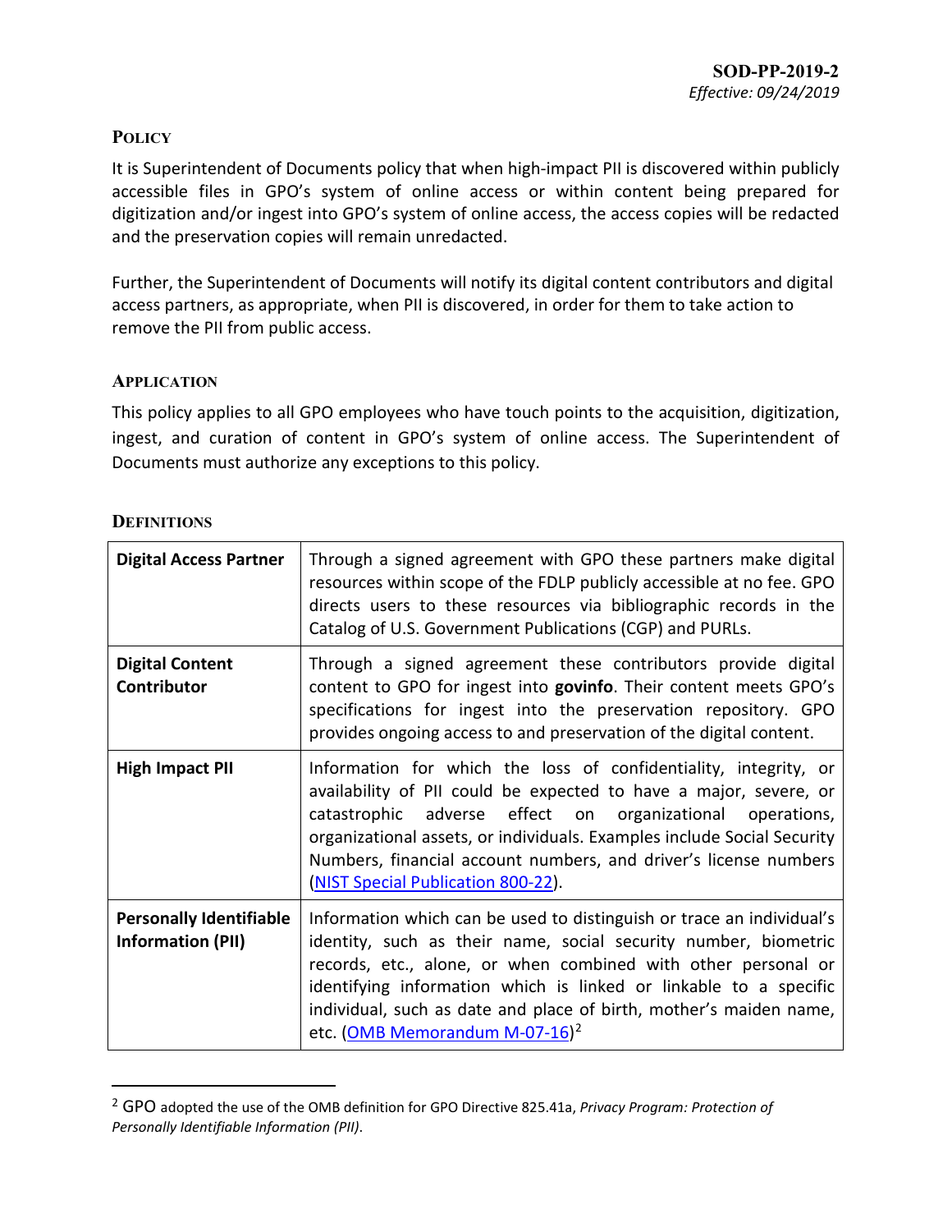## Policy

It is Superintendent of Documents policy that when high-impact PII is discovered within publicly accessible files in GPO's system of online access or within content being prepared for digitization and/or ingest into GPO's system of online access, the access copies will be redacted and the preservation copies will remain unredacted.

Further, the Superintendent of Documents will notify its digital content contributors and digital access partners, as appropriate, when PII is discovered, in order for them to take action to remove the PII from public access.

## Application

This policy applies to all GPO employees who have touch points to the acquisition, digitization, ingest, and curation of content in GPO's system of online access. The Superintendent of Documents must authorize any exceptions to this policy.

## Definitions

| | |
|---|---|
| **Digital Access Partner** | Through a signed agreement with GPO these partners make digital resources within scope of the FDLP publicly accessible at no fee. GPO directs users to these resources via bibliographic records in the Catalog of U.S. Government Publications (CGP) and PURLs. |
| **Digital Content Contributor** | Through a signed agreement these contributors provide digital content to GPO for ingest into **govinfo**. Their content meets GPO's specifications for ingest into the preservation repository. GPO provides ongoing access to and preservation of the digital content. |
| **High Impact PII** | Information for which the loss of confidentiality, integrity, or availability of PII could be expected to have a major, severe, or catastrophic adverse effect on organizational operations, organizational assets, or individuals. Examples include Social Security Numbers, financial account numbers, and driver's license numbers (NIST Special Publication 800-22). |
| **Personally Identifiable Information (PII)** | Information which can be used to distinguish or trace an individual's identity, such as their name, social security number, biometric records, etc., alone, or when combined with other personal or identifying information which is linked or linkable to a specific individual, such as date and place of birth, mother's maiden name, etc. (OMB Memorandum M-07-16)[2] |

[2] GPO adopted the use of the OMB definition for GPO Directive 825.41a, *Privacy Program: Protection of Personally Identifiable Information (PII)*.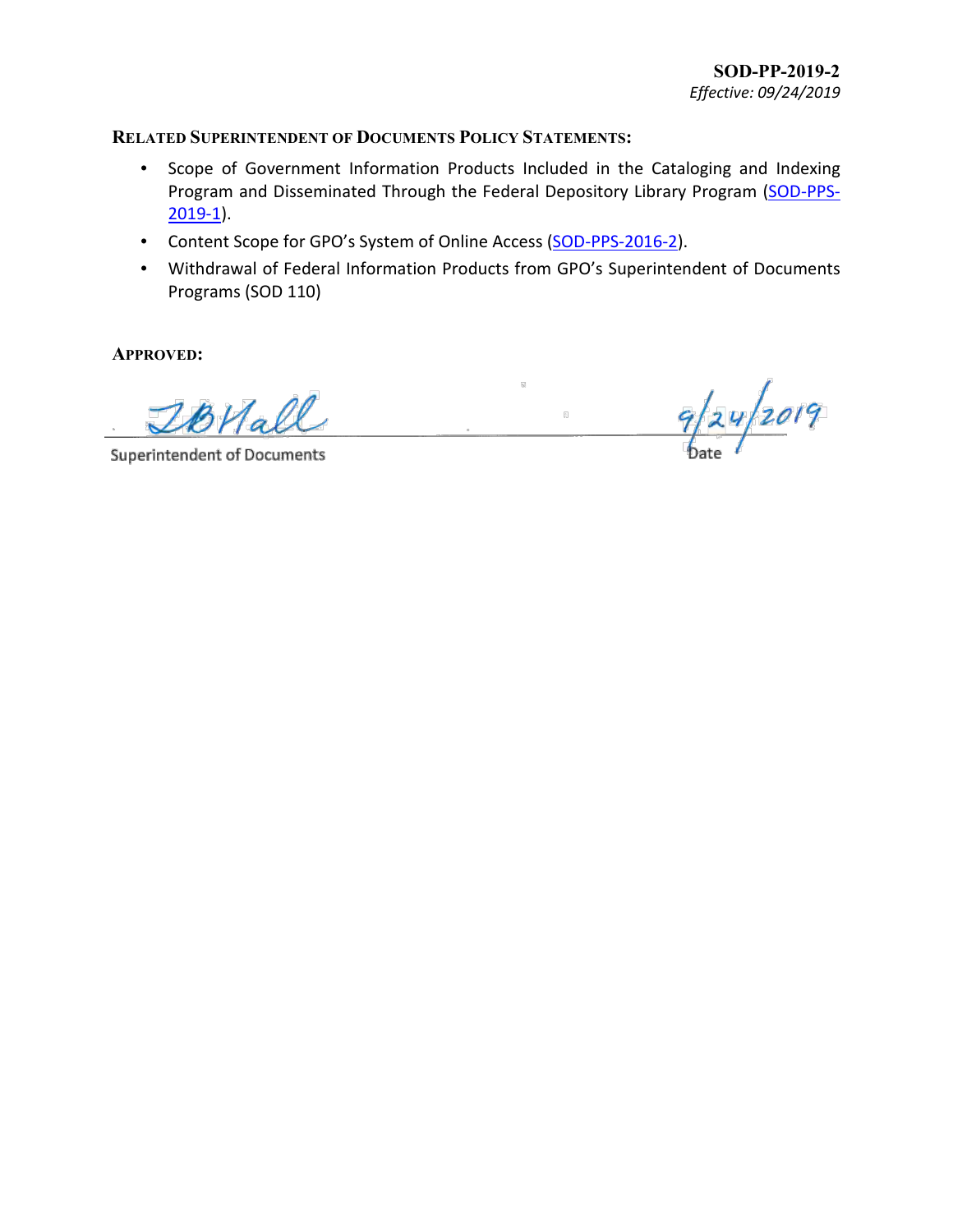**RELATED SUPERINTENDENT OF DOCUMENTS POLICY STATEMENTS:**

- Scope of Government Information Products Included in the Cataloging and Indexing Program and Disseminated Through the Federal Depository Library Program (SOD-PPS-2019-1).
- Content Scope for GPO's System of Online Access (SOD-PPS-2016-2).
- Withdrawal of Federal Information Products from GPO's Superintendent of Documents Programs (SOD 110)

**APPROVED:**

JB Hall — 9/24/2019

Superintendent of Documents — Date